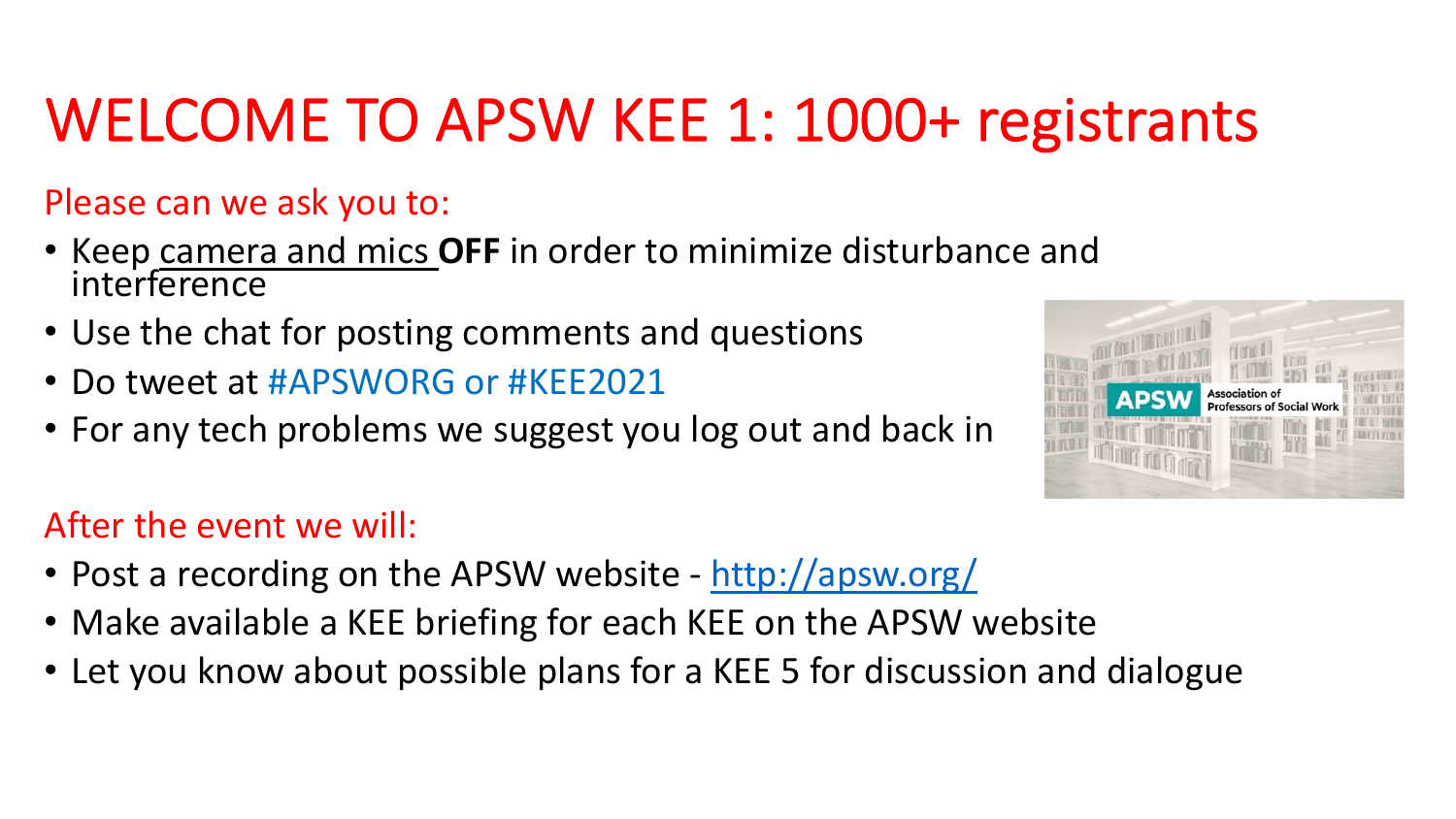# WELCOME TO APSW KEE 1: 1000+ registrants

Please can we ask you to:

- Keep camera and mics **OFF** in order to minimize disturbance and interference
- Use the chat for posting comments and questions
- Do tweet at #APSWORG or #KEE2021
- For any tech problems we suggest you log out and back in

After the event we will:

- Post a recording on the APSW website - http://apsw.org/
- Make available a KEE briefing for each KEE on the APSW website
- Let you know about possible plans for a KEE 5 for discussion and dialogue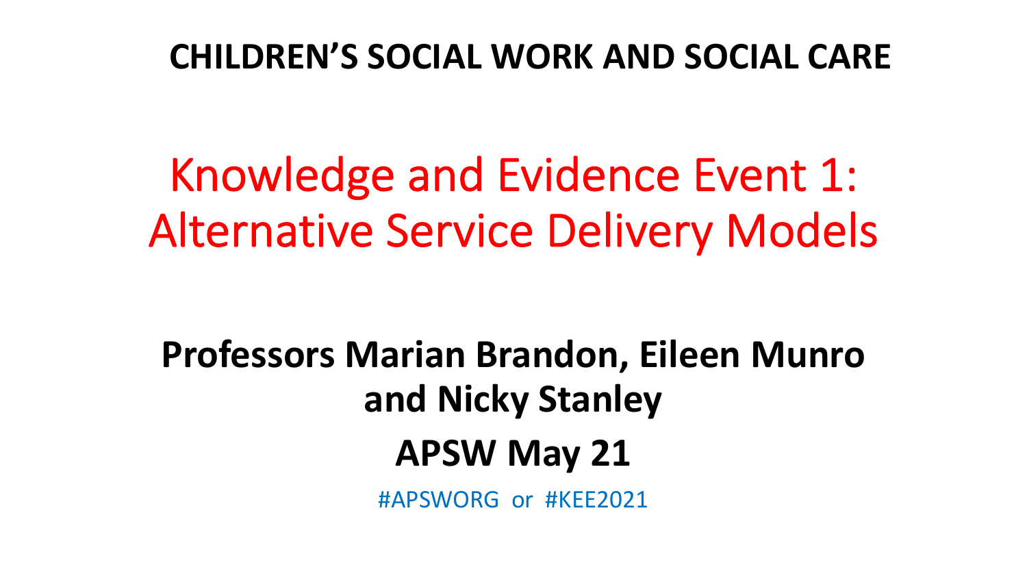**CHILDREN'S SOCIAL WORK AND SOCIAL CARE**

# Knowledge and Evidence Event 1: Alternative Service Delivery Models

**Professors Marian Brandon, Eileen Munro and Nicky Stanley**

**APSW May 21**

#APSWORG or #KEE2021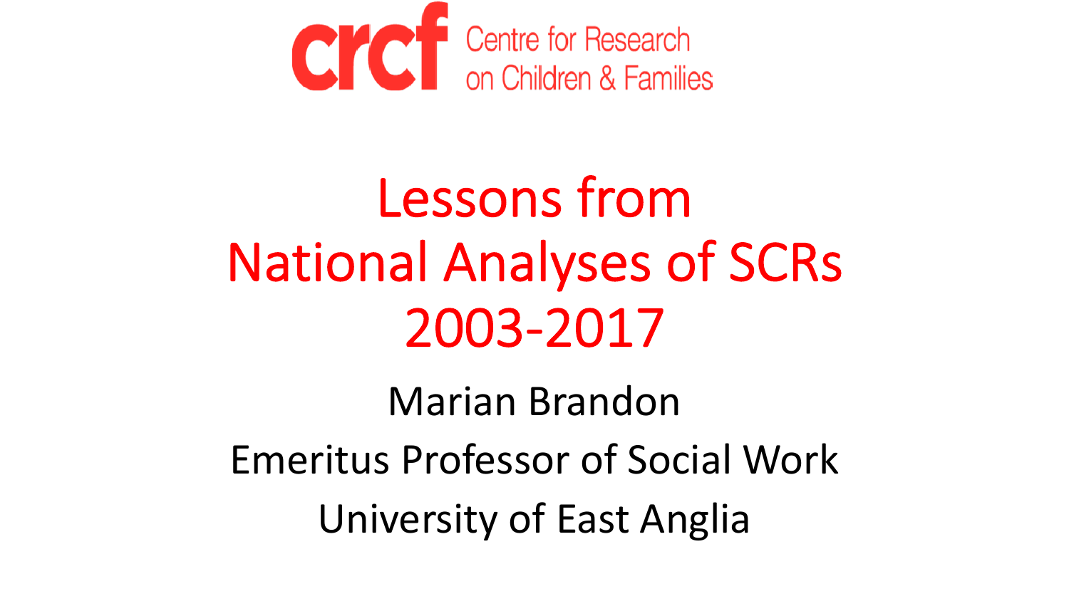crcf Centre for Research on Children & Families

# Lessons from National Analyses of SCRs 2003-2017

Marian Brandon

Emeritus Professor of Social Work

University of East Anglia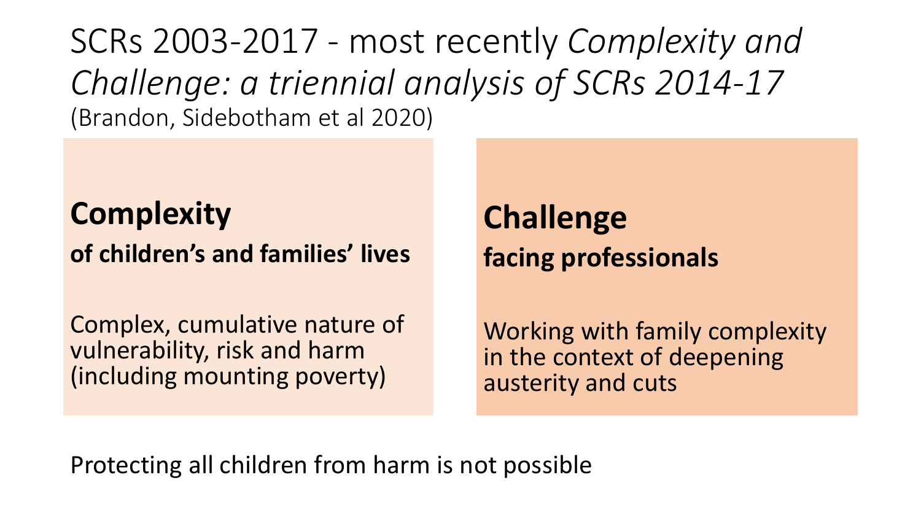# SCRs 2003-2017 - most recently *Complexity and Challenge: a triennial analysis of SCRs 2014-17*

(Brandon, Sidebotham et al 2020)

## Complexity

**of children's and families' lives**

Complex, cumulative nature of vulnerability, risk and harm (including mounting poverty)

## Challenge

**facing professionals**

Working with family complexity in the context of deepening austerity and cuts

Protecting all children from harm is not possible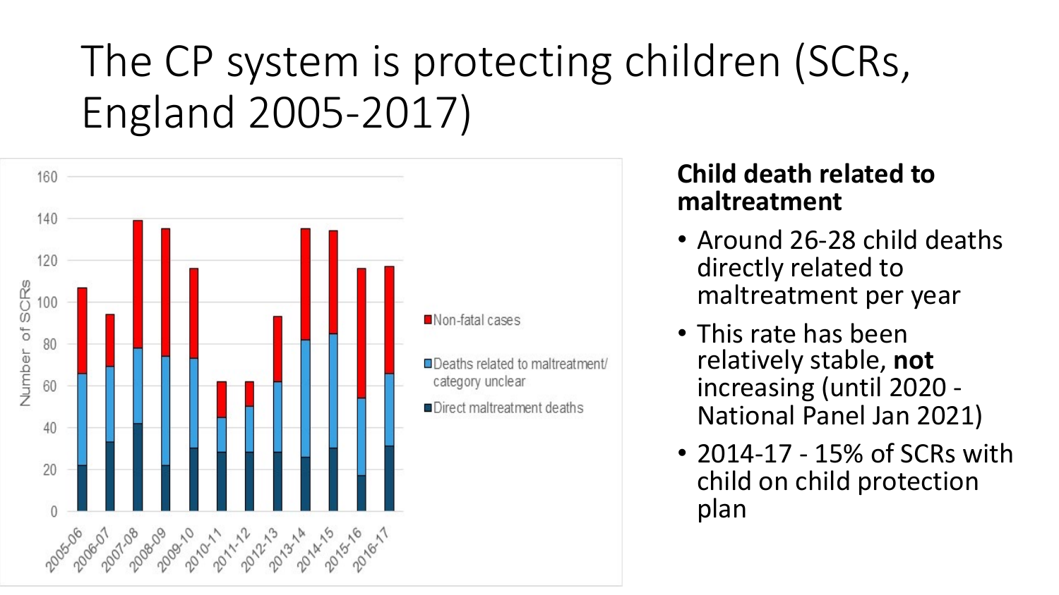# The CP system is protecting children (SCRs, England 2005-2017)

**Child death related to maltreatment**

- Around 26-28 child deaths directly related to maltreatment per year
- This rate has been relatively stable, **not** increasing (until 2020 - National Panel Jan 2021)
- 2014-17 - 15% of SCRs with child on child protection plan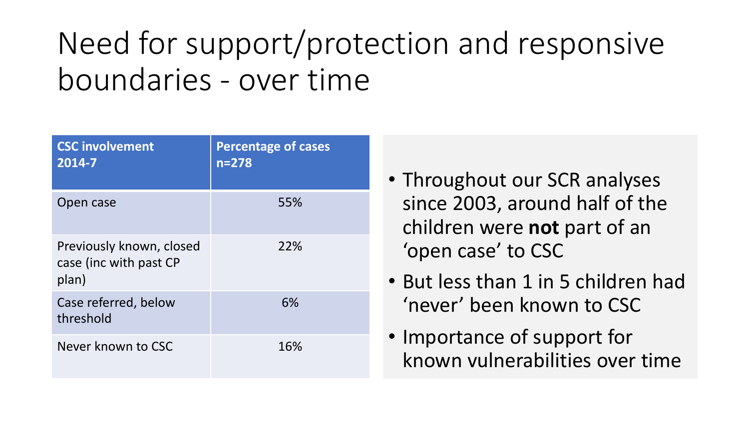# Need for support/protection and responsive boundaries - over time

| CSC involvement 2014-7 | Percentage of cases n=278 |
| --- | --- |
| Open case | 55% |
| Previously known, closed case (inc with past CP plan) | 22% |
| Case referred, below threshold | 6% |
| Never known to CSC | 16% |

- Throughout our SCR analyses since 2003, around half of the children were **not** part of an 'open case' to CSC
- But less than 1 in 5 children had 'never' been known to CSC
- Importance of support for known vulnerabilities over time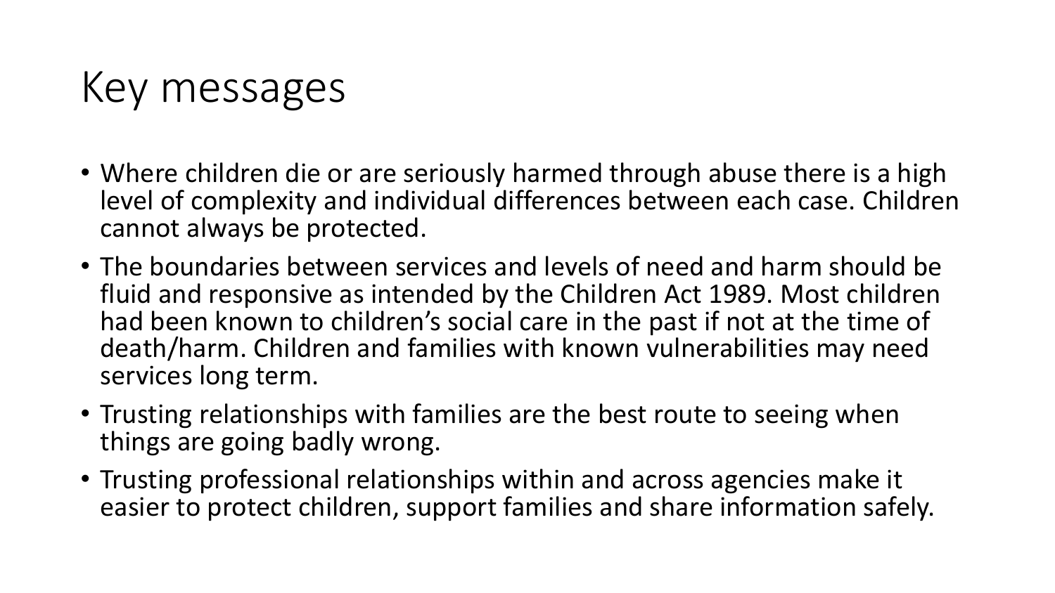# Key messages

- Where children die or are seriously harmed through abuse there is a high level of complexity and individual differences between each case. Children cannot always be protected.
- The boundaries between services and levels of need and harm should be fluid and responsive as intended by the Children Act 1989. Most children had been known to children's social care in the past if not at the time of death/harm. Children and families with known vulnerabilities may need services long term.
- Trusting relationships with families are the best route to seeing when things are going badly wrong.
- Trusting professional relationships within and across agencies make it easier to protect children, support families and share information safely.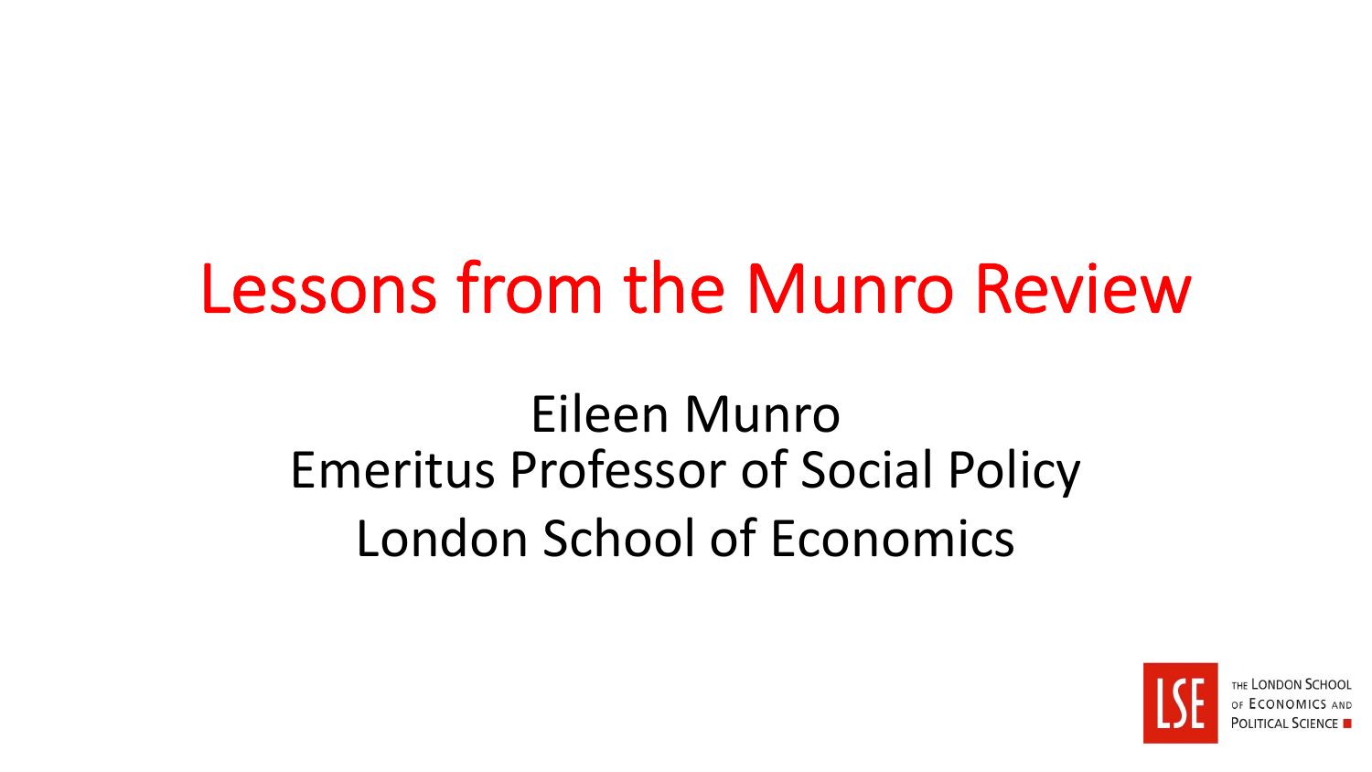# Lessons from the Munro Review

Eileen Munro
Emeritus Professor of Social Policy
London School of Economics

THE LONDON SCHOOL OF ECONOMICS AND POLITICAL SCIENCE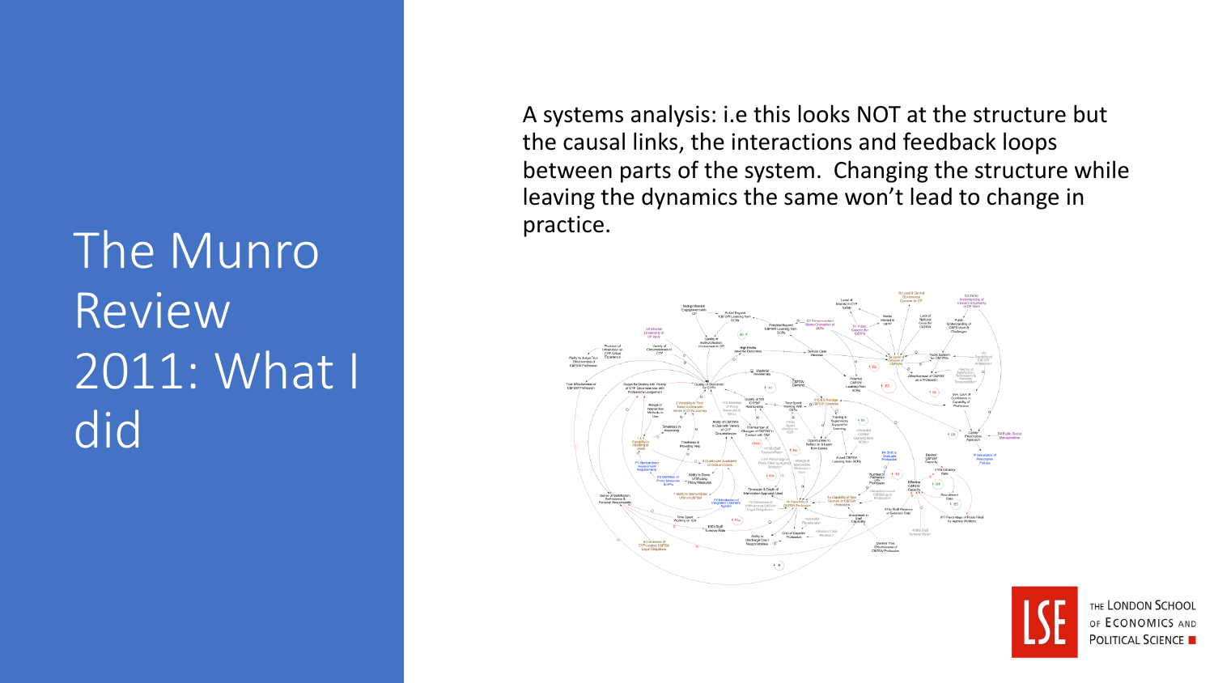# The Munro Review 2011: What I did

A systems analysis: i.e this looks NOT at the structure but the causal links, the interactions and feedback loops between parts of the system. Changing the structure while leaving the dynamics the same won't lead to change in practice.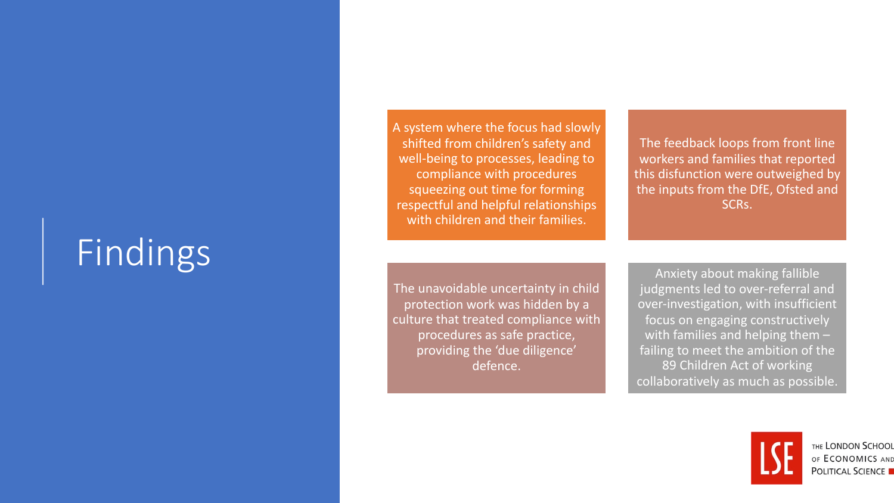# Findings

A system where the focus had slowly shifted from children's safety and well-being to processes, leading to compliance with procedures squeezing out time for forming respectful and helpful relationships with children and their families.

The feedback loops from front line workers and families that reported this disfunction were outweighed by the inputs from the DfE, Ofsted and SCRs.

The unavoidable uncertainty in child protection work was hidden by a culture that treated compliance with procedures as safe practice, providing the 'due diligence' defence.

Anxiety about making fallible judgments led to over-referral and over-investigation, with insufficient focus on engaging constructively with families and helping them – failing to meet the ambition of the 89 Children Act of working collaboratively as much as possible.

THE LONDON SCHOOL OF ECONOMICS AND POLITICAL SCIENCE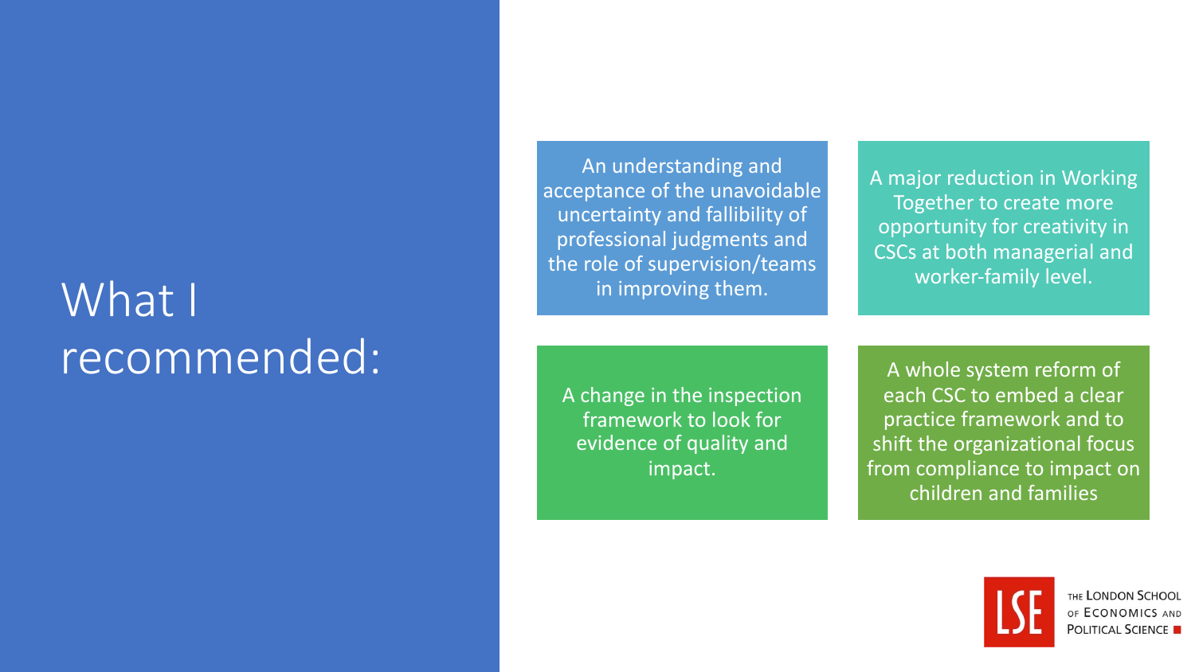# What I recommended:

- An understanding and acceptance of the unavoidable uncertainty and fallibility of professional judgments and the role of supervision/teams in improving them.
- A major reduction in Working Together to create more opportunity for creativity in CSCs at both managerial and worker-family level.
- A change in the inspection framework to look for evidence of quality and impact.
- A whole system reform of each CSC to embed a clear practice framework and to shift the organizational focus from compliance to impact on children and families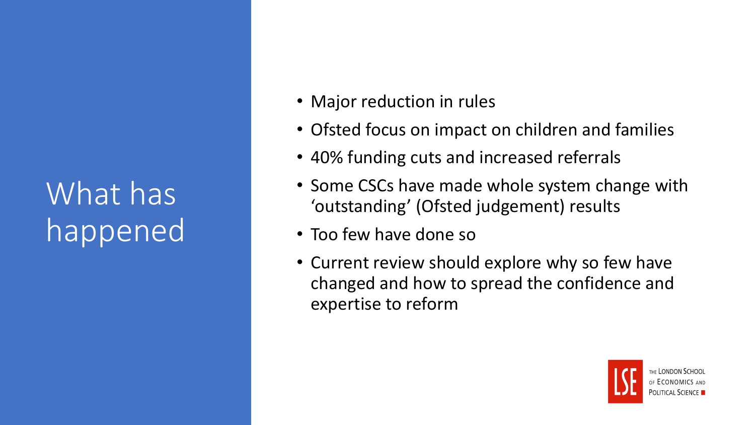# What has happened

- Major reduction in rules
- Ofsted focus on impact on children and families
- 40% funding cuts and increased referrals
- Some CSCs have made whole system change with 'outstanding' (Ofsted judgement) results
- Too few have done so
- Current review should explore why so few have changed and how to spread the confidence and expertise to reform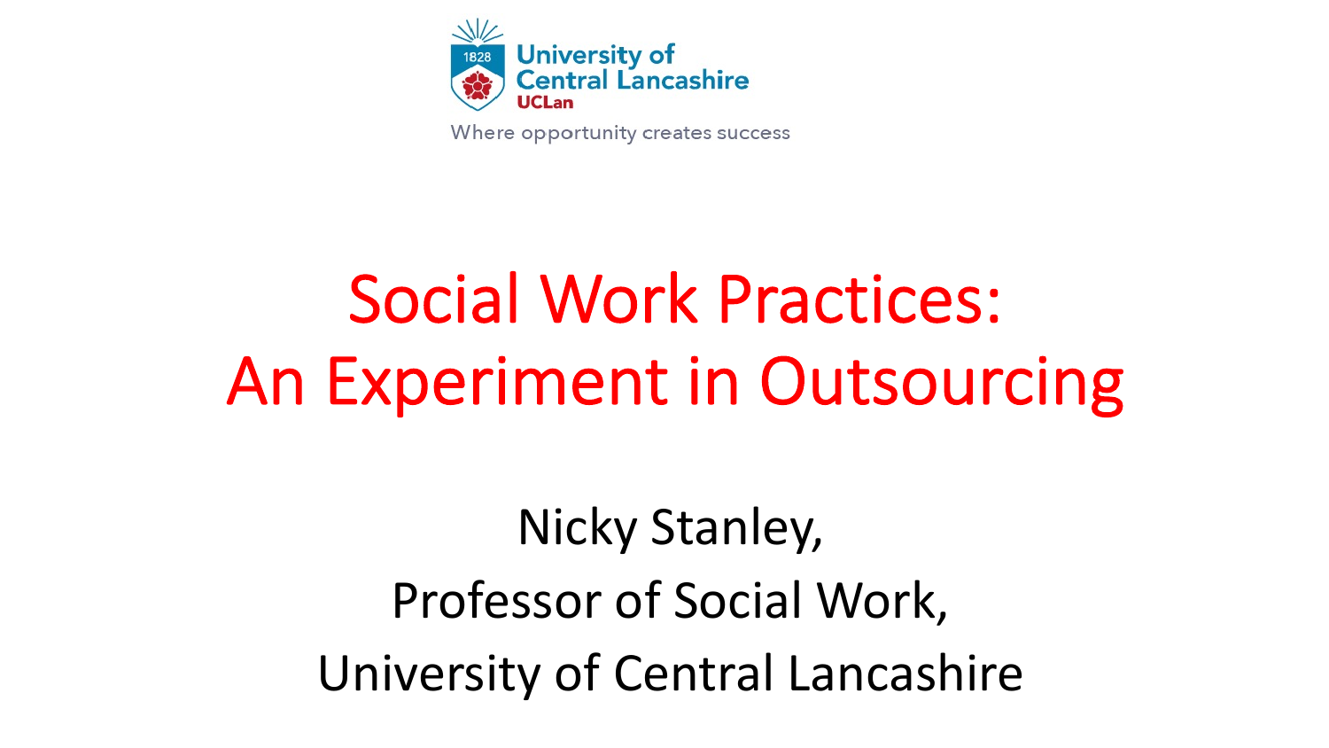University of Central Lancashire
UCLan
Where opportunity creates success

# Social Work Practices: An Experiment in Outsourcing

Nicky Stanley,

Professor of Social Work,

University of Central Lancashire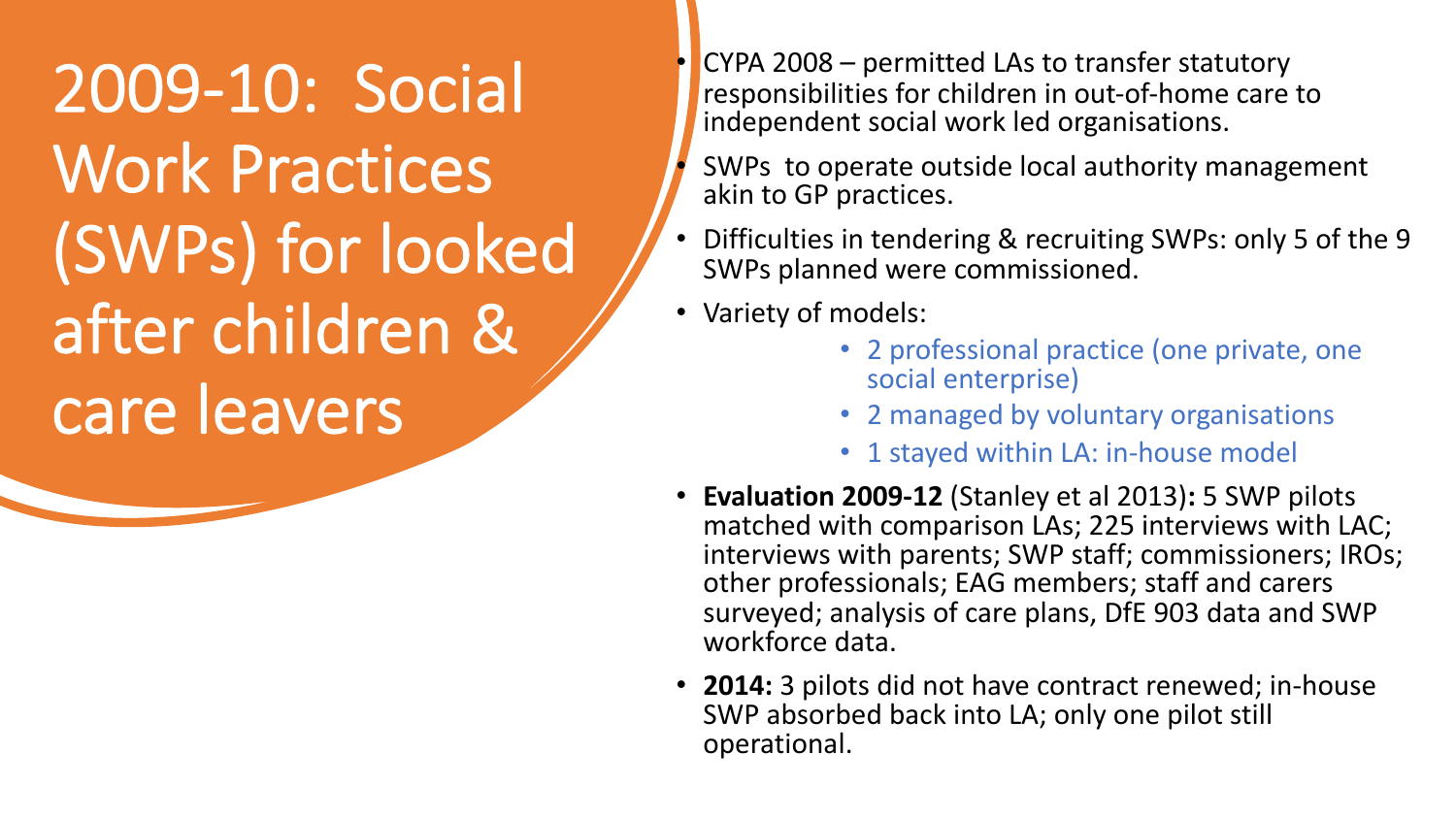# 2009-10: Social Work Practices (SWPs) for looked after children & care leavers

- CYPA 2008 – permitted LAs to transfer statutory responsibilities for children in out-of-home care to independent social work led organisations.
- SWPs to operate outside local authority management akin to GP practices.
- Difficulties in tendering & recruiting SWPs: only 5 of the 9 SWPs planned were commissioned.
- Variety of models:
  - 2 professional practice (one private, one social enterprise)
  - 2 managed by voluntary organisations
  - 1 stayed within LA: in-house model
- **Evaluation 2009-12** (Stanley et al 2013)**:** 5 SWP pilots matched with comparison LAs; 225 interviews with LAC; interviews with parents; SWP staff; commissioners; IROs; other professionals; EAG members; staff and carers surveyed; analysis of care plans, DfE 903 data and SWP workforce data.
- **2014:** 3 pilots did not have contract renewed; in-house SWP absorbed back into LA; only one pilot still operational.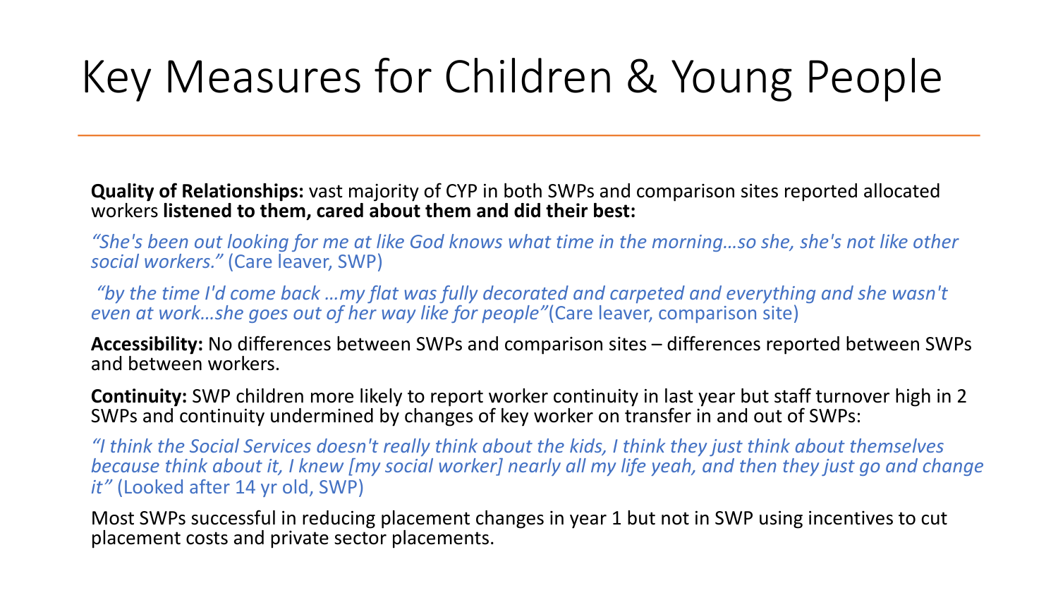# Key Measures for Children & Young People

**Quality of Relationships:** vast majority of CYP in both SWPs and comparison sites reported allocated workers **listened to them, cared about them and did their best:**

*"She's been out looking for me at like God knows what time in the morning…so she, she's not like other social workers."* (Care leaver, SWP)

*"by the time I'd come back …my flat was fully decorated and carpeted and everything and she wasn't even at work…she goes out of her way like for people"*(Care leaver, comparison site)

**Accessibility:** No differences between SWPs and comparison sites – differences reported between SWPs and between workers.

**Continuity:** SWP children more likely to report worker continuity in last year but staff turnover high in 2 SWPs and continuity undermined by changes of key worker on transfer in and out of SWPs:

*"I think the Social Services doesn't really think about the kids, I think they just think about themselves because think about it, I knew [my social worker] nearly all my life yeah, and then they just go and change it"* (Looked after 14 yr old, SWP)

Most SWPs successful in reducing placement changes in year 1 but not in SWP using incentives to cut placement costs and private sector placements.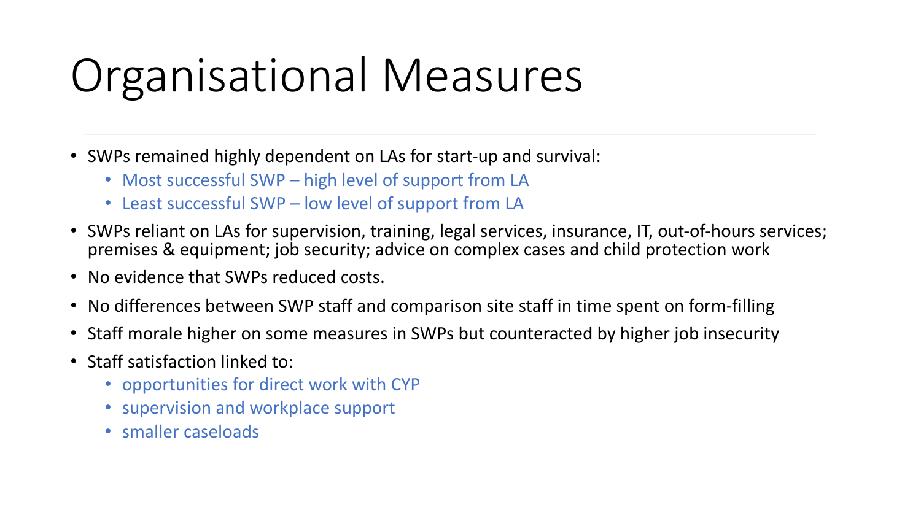# Organisational Measures

- SWPs remained highly dependent on LAs for start-up and survival:
  - Most successful SWP – high level of support from LA
  - Least successful SWP – low level of support from LA
- SWPs reliant on LAs for supervision, training, legal services, insurance, IT, out-of-hours services; premises & equipment; job security; advice on complex cases and child protection work
- No evidence that SWPs reduced costs.
- No differences between SWP staff and comparison site staff in time spent on form-filling
- Staff morale higher on some measures in SWPs but counteracted by higher job insecurity
- Staff satisfaction linked to:
  - opportunities for direct work with CYP
  - supervision and workplace support
  - smaller caseloads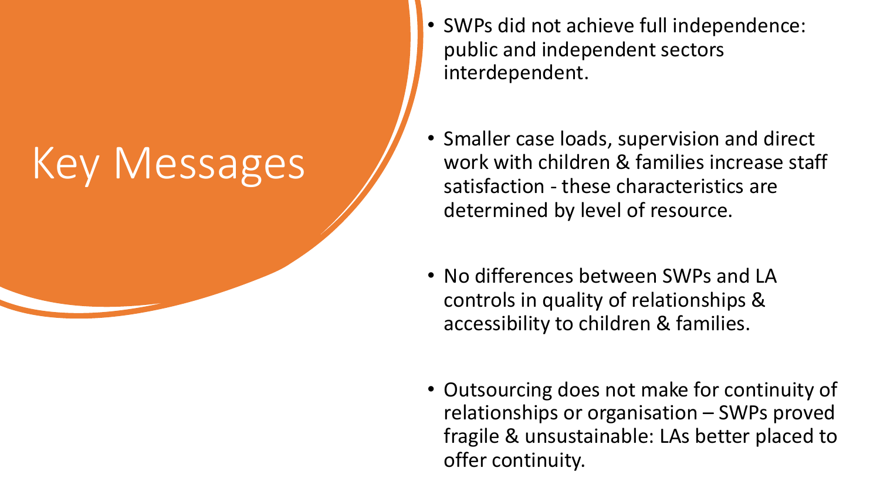# Key Messages

- SWPs did not achieve full independence: public and independent sectors interdependent.
- Smaller case loads, supervision and direct work with children & families increase staff satisfaction - these characteristics are determined by level of resource.
- No differences between SWPs and LA controls in quality of relationships & accessibility to children & families.
- Outsourcing does not make for continuity of relationships or organisation – SWPs proved fragile & unsustainable: LAs better placed to offer continuity.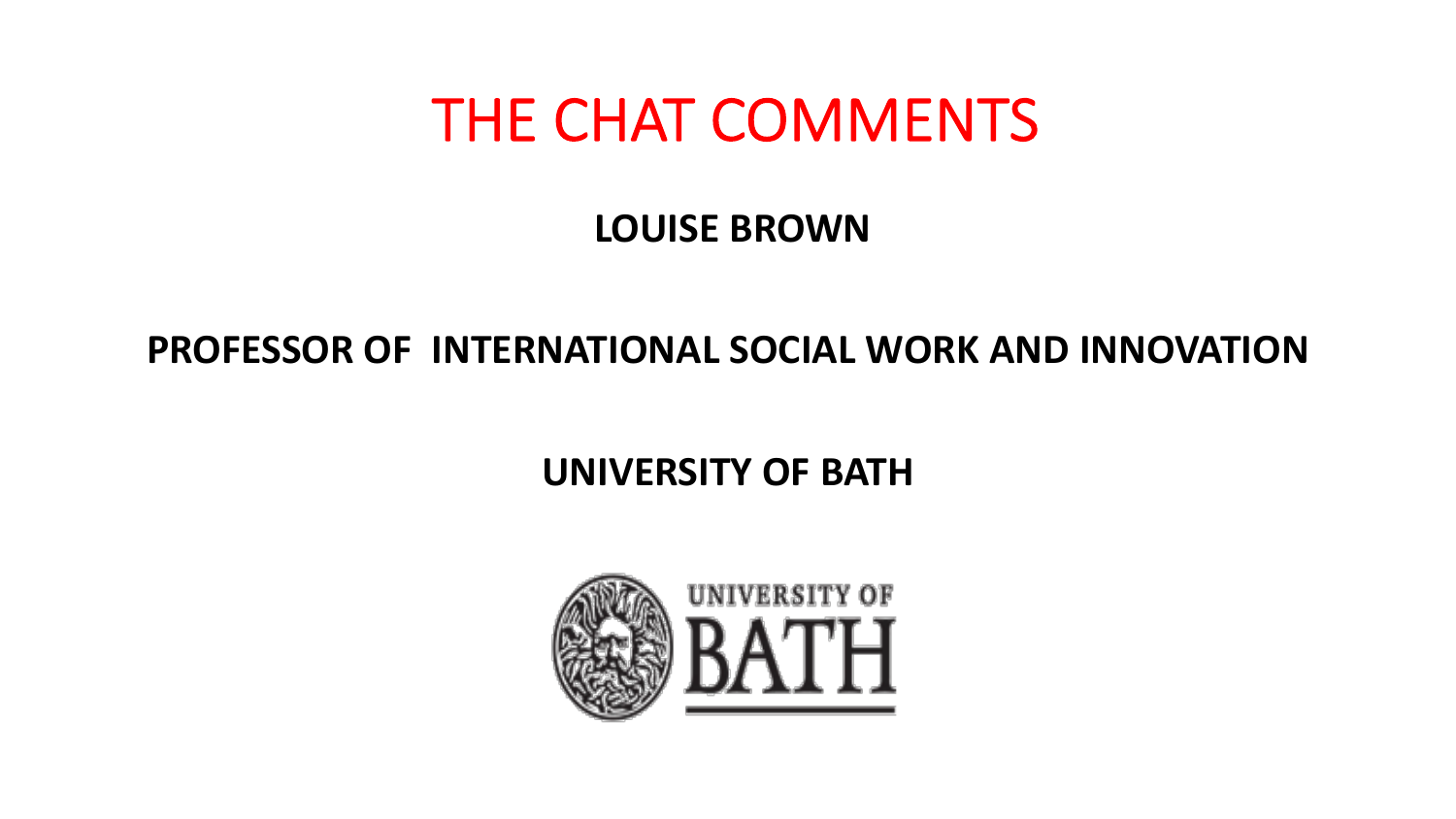# THE CHAT COMMENTS

**LOUISE BROWN**

**PROFESSOR OF INTERNATIONAL SOCIAL WORK AND INNOVATION**

**UNIVERSITY OF BATH**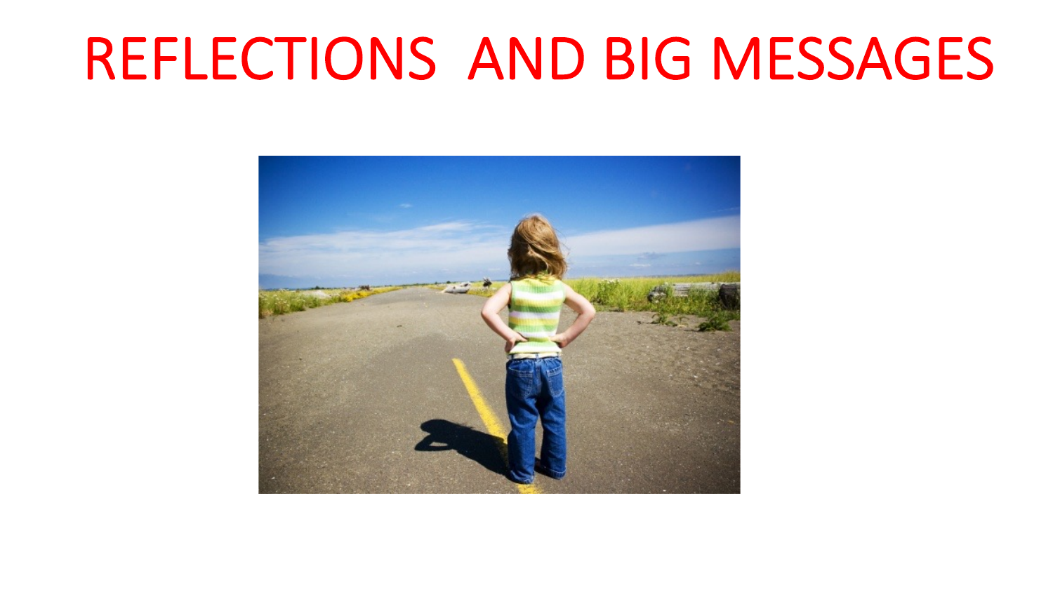# REFLECTIONS  AND BIG MESSAGES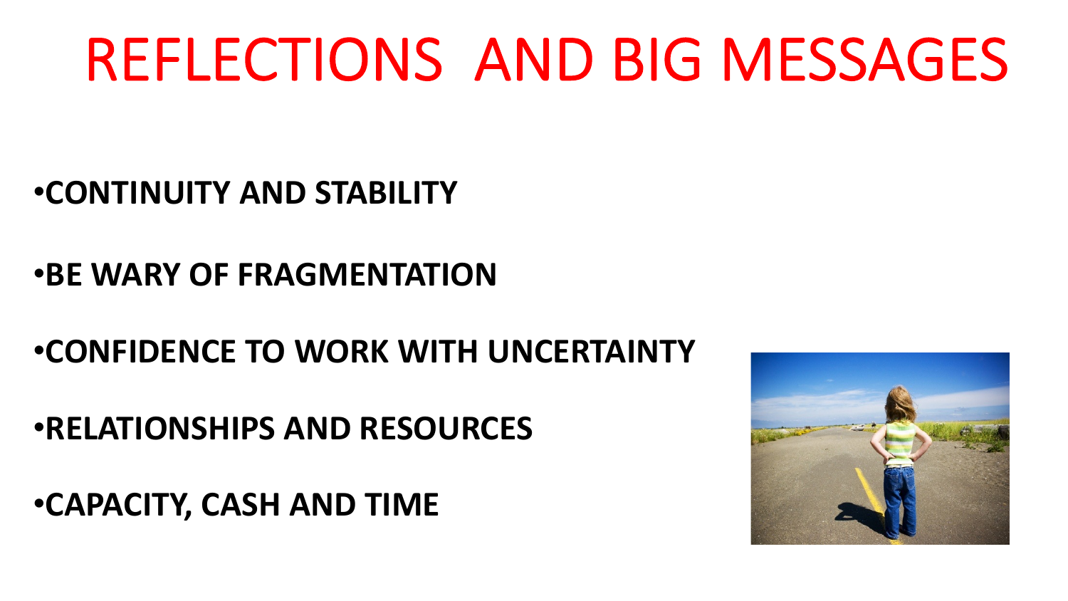# REFLECTIONS AND BIG MESSAGES

- **CONTINUITY AND STABILITY**
- **BE WARY OF FRAGMENTATION**
- **CONFIDENCE TO WORK WITH UNCERTAINTY**
- **RELATIONSHIPS AND RESOURCES**
- **CAPACITY, CASH AND TIME**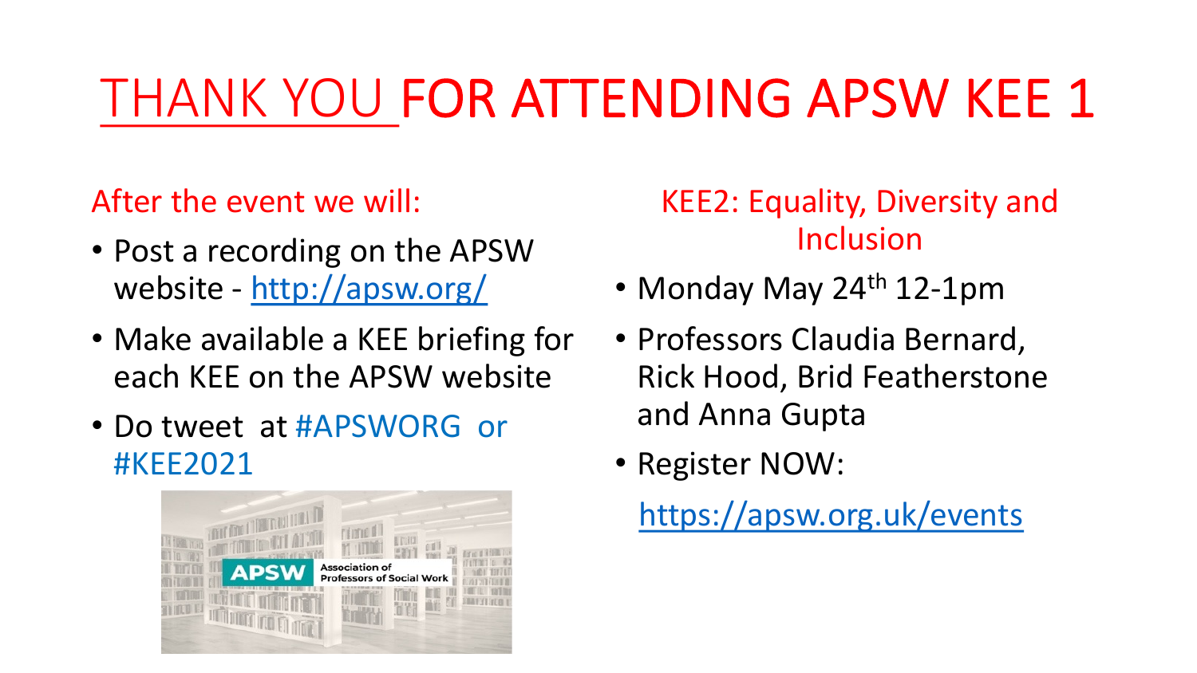# THANK YOU FOR ATTENDING APSW KEE 1

After the event we will:

- Post a recording on the APSW website - http://apsw.org/
- Make available a KEE briefing for each KEE on the APSW website
- Do tweet at #APSWORG or #KEE2021

KEE2: Equality, Diversity and Inclusion

- Monday May 24th 12-1pm
- Professors Claudia Bernard, Rick Hood, Brid Featherstone and Anna Gupta
- Register NOW:

  https://apsw.org.uk/events